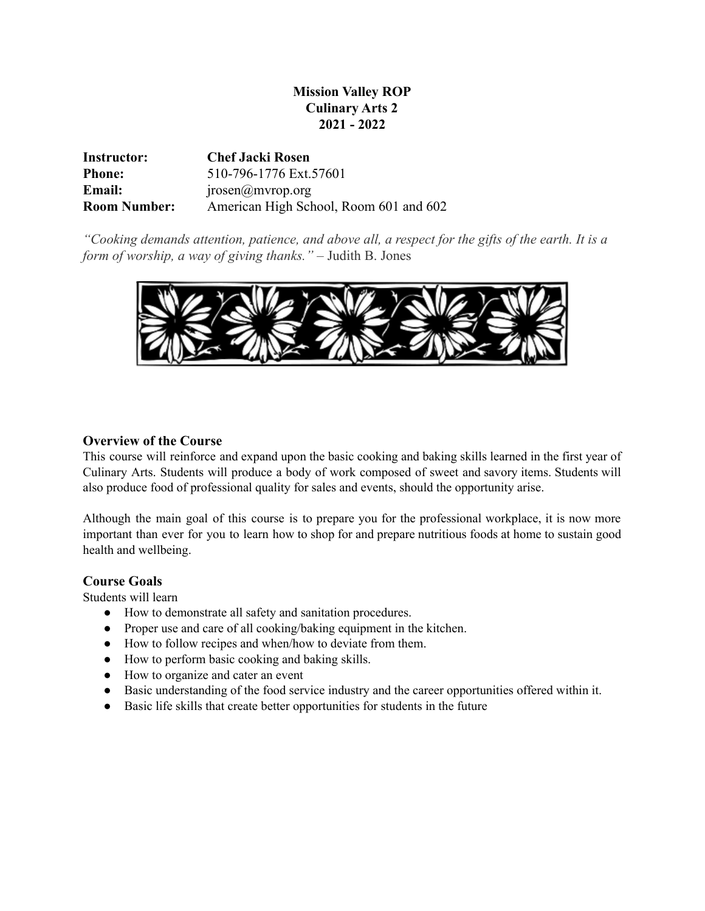**Mission Valley ROP**
**Culinary Arts 2**
**2021 - 2022**

| | |
|---|---|
| **Instructor:** | **Chef Jacki Rosen** |
| **Phone:** | 510-796-1776 Ext.57601 |
| **Email:** | jrosen@mvrop.org |
| **Room Number:** | American High School, Room 601 and 602 |

*"Cooking demands attention, patience, and above all, a respect for the gifts of the earth. It is a form of worship, a way of giving thanks."* – Judith B. Jones

## Overview of the Course

This course will reinforce and expand upon the basic cooking and baking skills learned in the first year of Culinary Arts. Students will produce a body of work composed of sweet and savory items. Students will also produce food of professional quality for sales and events, should the opportunity arise.

Although the main goal of this course is to prepare you for the professional workplace, it is now more important than ever for you to learn how to shop for and prepare nutritious foods at home to sustain good health and wellbeing.

## Course Goals

Students will learn

- How to demonstrate all safety and sanitation procedures.
- Proper use and care of all cooking/baking equipment in the kitchen.
- How to follow recipes and when/how to deviate from them.
- How to perform basic cooking and baking skills.
- How to organize and cater an event
- Basic understanding of the food service industry and the career opportunities offered within it.
- Basic life skills that create better opportunities for students in the future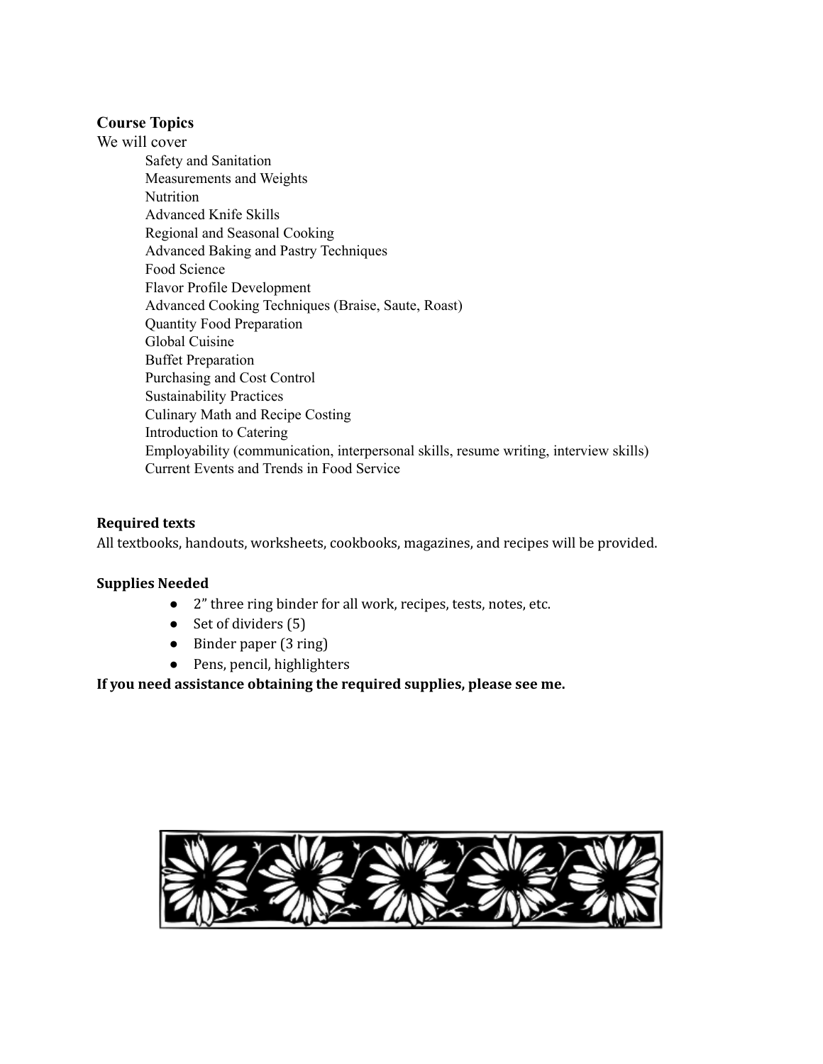## Course Topics

We will cover

- Safety and Sanitation
- Measurements and Weights
- Nutrition
- Advanced Knife Skills
- Regional and Seasonal Cooking
- Advanced Baking and Pastry Techniques
- Food Science
- Flavor Profile Development
- Advanced Cooking Techniques (Braise, Saute, Roast)
- Quantity Food Preparation
- Global Cuisine
- Buffet Preparation
- Purchasing and Cost Control
- Sustainability Practices
- Culinary Math and Recipe Costing
- Introduction to Catering
- Employability (communication, interpersonal skills, resume writing, interview skills)
- Current Events and Trends in Food Service

## Required texts

All textbooks, handouts, worksheets, cookbooks, magazines, and recipes will be provided.

## Supplies Needed

- 2” three ring binder for all work, recipes, tests, notes, etc.
- Set of dividers (5)
- Binder paper (3 ring)
- Pens, pencil, highlighters

**If you need assistance obtaining the required supplies, please see me.**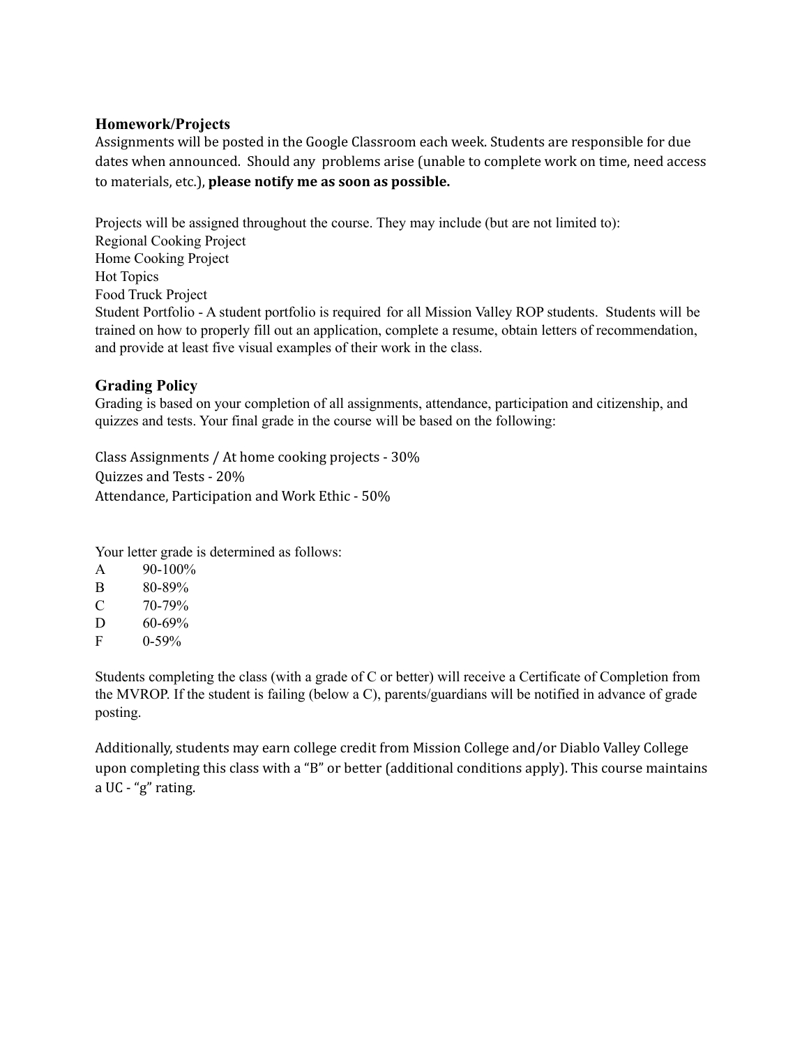## Homework/Projects

Assignments will be posted in the Google Classroom each week. Students are responsible for due dates when announced. Should any problems arise (unable to complete work on time, need access to materials, etc.), **please notify me as soon as possible.**

Projects will be assigned throughout the course. They may include (but are not limited to):
Regional Cooking Project
Home Cooking Project
Hot Topics
Food Truck Project
Student Portfolio - A student portfolio is required for all Mission Valley ROP students. Students will be trained on how to properly fill out an application, complete a resume, obtain letters of recommendation, and provide at least five visual examples of their work in the class.

## Grading Policy

Grading is based on your completion of all assignments, attendance, participation and citizenship, and quizzes and tests. Your final grade in the course will be based on the following:

Class Assignments / At home cooking projects - 30%
Quizzes and Tests - 20%
Attendance, Participation and Work Ethic - 50%

Your letter grade is determined as follows:

| | |
|---|---|
| A | 90-100% |
| B | 80-89% |
| C | 70-79% |
| D | 60-69% |
| F | 0-59% |

Students completing the class (with a grade of C or better) will receive a Certificate of Completion from the MVROP. If the student is failing (below a C), parents/guardians will be notified in advance of grade posting.

Additionally, students may earn college credit from Mission College and/or Diablo Valley College upon completing this class with a "B" or better (additional conditions apply). This course maintains a UC - "g" rating.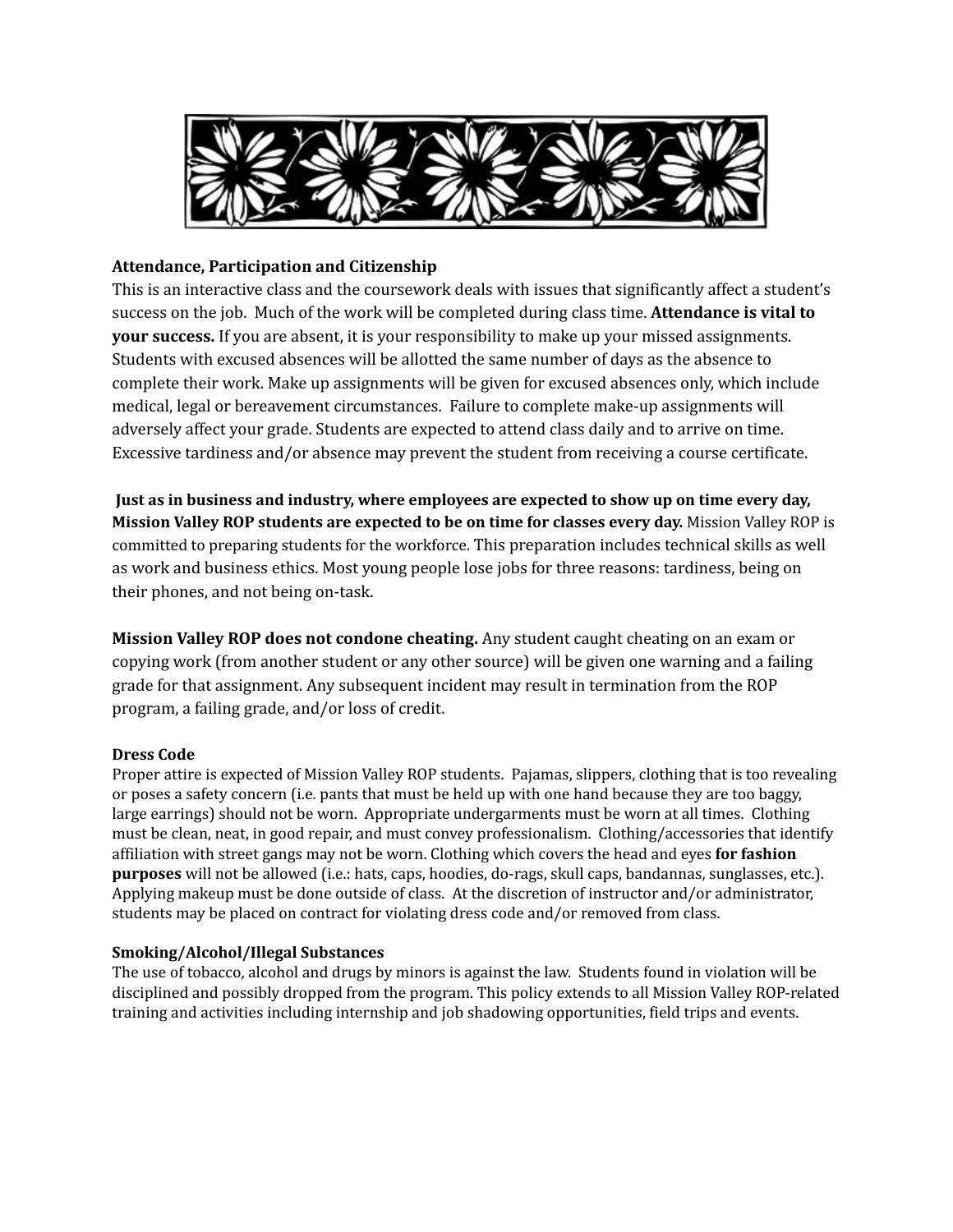**Attendance, Participation and Citizenship**

This is an interactive class and the coursework deals with issues that significantly affect a student's success on the job. Much of the work will be completed during class time. **Attendance is vital to your success.** If you are absent, it is your responsibility to make up your missed assignments. Students with excused absences will be allotted the same number of days as the absence to complete their work. Make up assignments will be given for excused absences only, which include medical, legal or bereavement circumstances. Failure to complete make-up assignments will adversely affect your grade. Students are expected to attend class daily and to arrive on time. Excessive tardiness and/or absence may prevent the student from receiving a course certificate.

**Just as in business and industry, where employees are expected to show up on time every day, Mission Valley ROP students are expected to be on time for classes every day.** Mission Valley ROP is committed to preparing students for the workforce. This preparation includes technical skills as well as work and business ethics. Most young people lose jobs for three reasons: tardiness, being on their phones, and not being on-task.

**Mission Valley ROP does not condone cheating.** Any student caught cheating on an exam or copying work (from another student or any other source) will be given one warning and a failing grade for that assignment. Any subsequent incident may result in termination from the ROP program, a failing grade, and/or loss of credit.

**Dress Code**

Proper attire is expected of Mission Valley ROP students. Pajamas, slippers, clothing that is too revealing or poses a safety concern (i.e. pants that must be held up with one hand because they are too baggy, large earrings) should not be worn. Appropriate undergarments must be worn at all times. Clothing must be clean, neat, in good repair, and must convey professionalism. Clothing/accessories that identify affiliation with street gangs may not be worn. Clothing which covers the head and eyes **for fashion purposes** will not be allowed (i.e.: hats, caps, hoodies, do-rags, skull caps, bandannas, sunglasses, etc.). Applying makeup must be done outside of class. At the discretion of instructor and/or administrator, students may be placed on contract for violating dress code and/or removed from class.

**Smoking/Alcohol/Illegal Substances**

The use of tobacco, alcohol and drugs by minors is against the law. Students found in violation will be disciplined and possibly dropped from the program. This policy extends to all Mission Valley ROP-related training and activities including internship and job shadowing opportunities, field trips and events.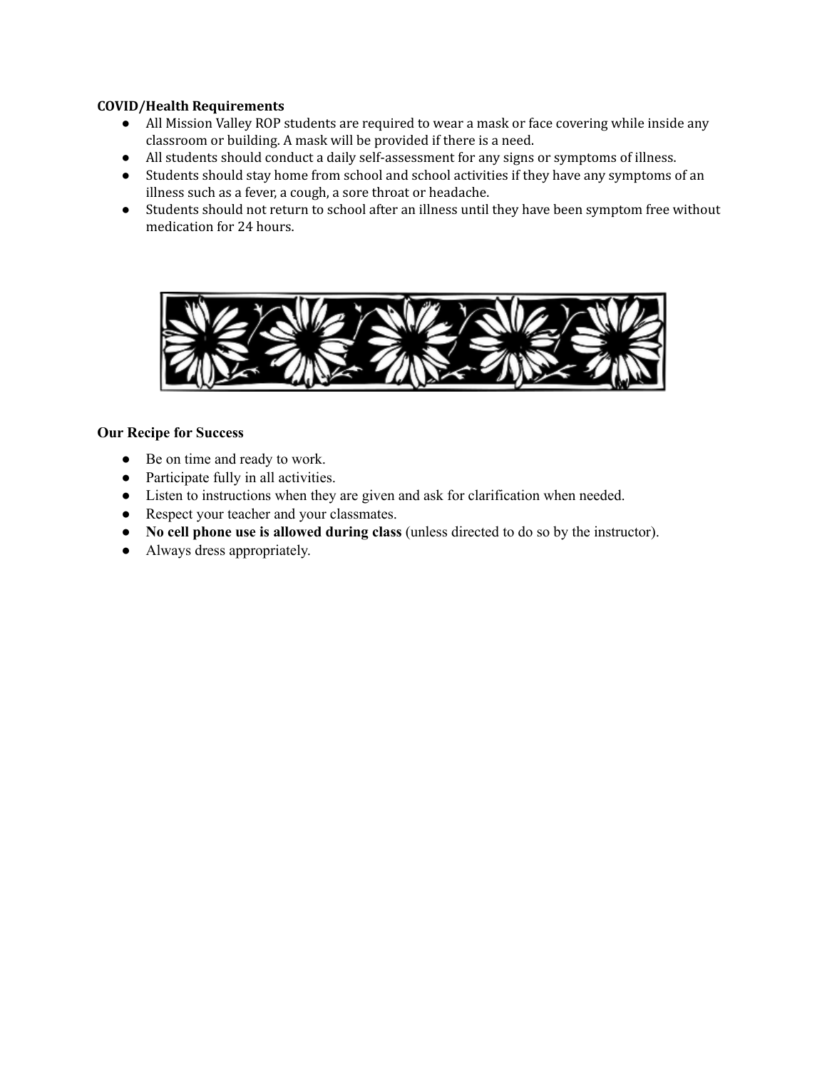**COVID/Health Requirements**

- All Mission Valley ROP students are required to wear a mask or face covering while inside any classroom or building. A mask will be provided if there is a need.
- All students should conduct a daily self-assessment for any signs or symptoms of illness.
- Students should stay home from school and school activities if they have any symptoms of an illness such as a fever, a cough, a sore throat or headache.
- Students should not return to school after an illness until they have been symptom free without medication for 24 hours.

**Our Recipe for Success**

- Be on time and ready to work.
- Participate fully in all activities.
- Listen to instructions when they are given and ask for clarification when needed.
- Respect your teacher and your classmates.
- **No cell phone use is allowed during class** (unless directed to do so by the instructor).
- Always dress appropriately.